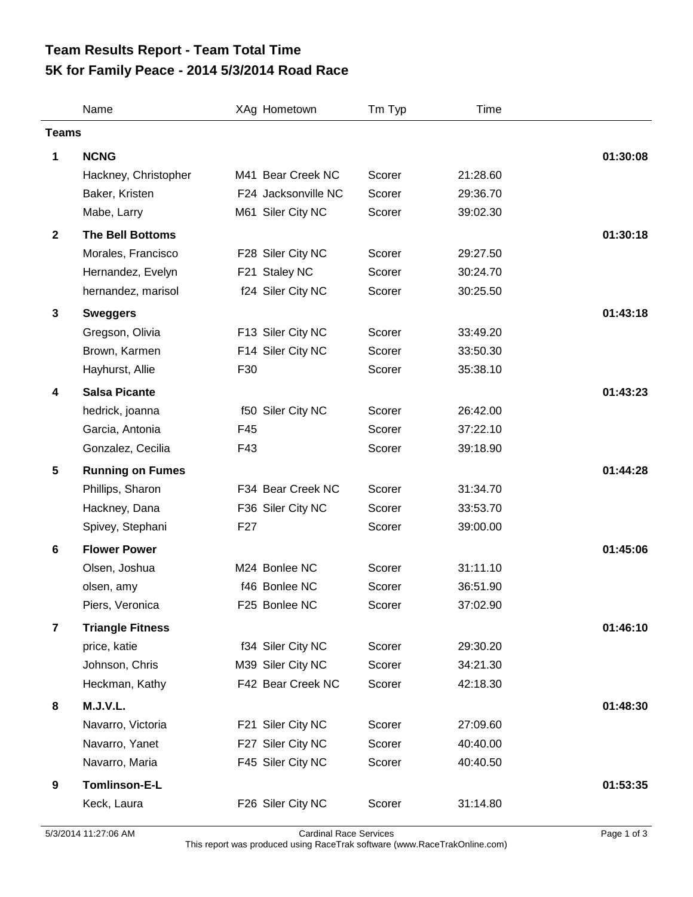# Team Results Report - Team Total Time
# 5K for Family Peace - 2014 5/3/2014 Road Race

| | Name | XAg | Hometown | Tm Typ | Time | |
|---|---|---|---|---|---|---|
| **Teams** | | | | | | |
| **1** | **NCNG** | | | | | **01:30:08** |
| | Hackney, Christopher | M41 | Bear Creek NC | Scorer | 21:28.60 | |
| | Baker, Kristen | F24 | Jacksonville NC | Scorer | 29:36.70 | |
| | Mabe, Larry | M61 | Siler City NC | Scorer | 39:02.30 | |
| **2** | **The Bell Bottoms** | | | | | **01:30:18** |
| | Morales, Francisco | F28 | Siler City NC | Scorer | 29:27.50 | |
| | Hernandez, Evelyn | F21 | Staley NC | Scorer | 30:24.70 | |
| | hernandez, marisol | f24 | Siler City NC | Scorer | 30:25.50 | |
| **3** | **Sweggers** | | | | | **01:43:18** |
| | Gregson, Olivia | F13 | Siler City NC | Scorer | 33:49.20 | |
| | Brown, Karmen | F14 | Siler City NC | Scorer | 33:50.30 | |
| | Hayhurst, Allie | F30 | | Scorer | 35:38.10 | |
| **4** | **Salsa Picante** | | | | | **01:43:23** |
| | hedrick, joanna | f50 | Siler City NC | Scorer | 26:42.00 | |
| | Garcia, Antonia | F45 | | Scorer | 37:22.10 | |
| | Gonzalez, Cecilia | F43 | | Scorer | 39:18.90 | |
| **5** | **Running on Fumes** | | | | | **01:44:28** |
| | Phillips, Sharon | F34 | Bear Creek NC | Scorer | 31:34.70 | |
| | Hackney, Dana | F36 | Siler City NC | Scorer | 33:53.70 | |
| | Spivey, Stephani | F27 | | Scorer | 39:00.00 | |
| **6** | **Flower Power** | | | | | **01:45:06** |
| | Olsen, Joshua | M24 | Bonlee NC | Scorer | 31:11.10 | |
| | olsen, amy | f46 | Bonlee NC | Scorer | 36:51.90 | |
| | Piers, Veronica | F25 | Bonlee NC | Scorer | 37:02.90 | |
| **7** | **Triangle Fitness** | | | | | **01:46:10** |
| | price, katie | f34 | Siler City NC | Scorer | 29:30.20 | |
| | Johnson, Chris | M39 | Siler City NC | Scorer | 34:21.30 | |
| | Heckman, Kathy | F42 | Bear Creek NC | Scorer | 42:18.30 | |
| **8** | **M.J.V.L.** | | | | | **01:48:30** |
| | Navarro, Victoria | F21 | Siler City NC | Scorer | 27:09.60 | |
| | Navarro, Yanet | F27 | Siler City NC | Scorer | 40:40.00 | |
| | Navarro, Maria | F45 | Siler City NC | Scorer | 40:40.50 | |
| **9** | **Tomlinson-E-L** | | | | | **01:53:35** |
| | Keck, Laura | F26 | Siler City NC | Scorer | 31:14.80 | |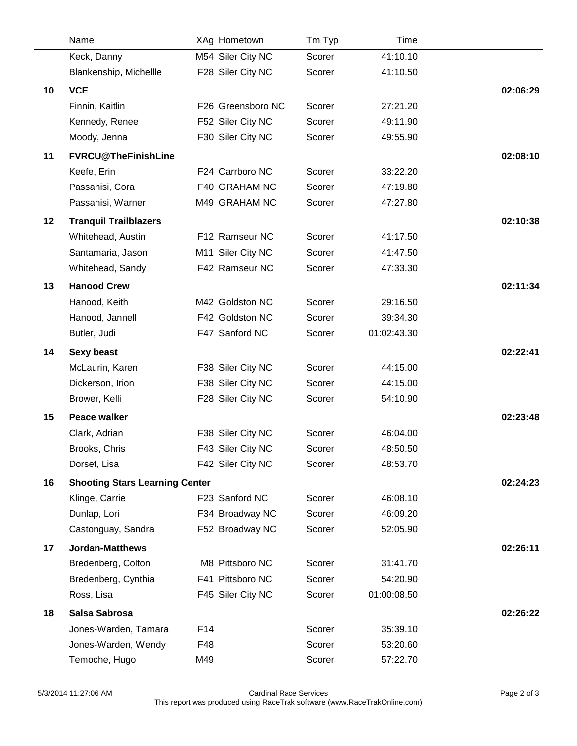| | Name | XAg | Hometown | Tm Typ | Time | |
|---|---|---|---|---|---|---|
| | Keck, Danny | M54 | Siler City NC | Scorer | 41:10.10 | |
| | Blankenship, Michellle | F28 | Siler City NC | Scorer | 41:10.50 | |
| **10** | **VCE** | | | | | **02:06:29** |
| | Finnin, Kaitlin | F26 | Greensboro NC | Scorer | 27:21.20 | |
| | Kennedy, Renee | F52 | Siler City NC | Scorer | 49:11.90 | |
| | Moody, Jenna | F30 | Siler City NC | Scorer | 49:55.90 | |
| **11** | **FVRCU@TheFinishLine** | | | | | **02:08:10** |
| | Keefe, Erin | F24 | Carrboro NC | Scorer | 33:22.20 | |
| | Passanisi, Cora | F40 | GRAHAM NC | Scorer | 47:19.80 | |
| | Passanisi, Warner | M49 | GRAHAM NC | Scorer | 47:27.80 | |
| **12** | **Tranquil Trailblazers** | | | | | **02:10:38** |
| | Whitehead, Austin | F12 | Ramseur NC | Scorer | 41:17.50 | |
| | Santamaria, Jason | M11 | Siler City NC | Scorer | 41:47.50 | |
| | Whitehead, Sandy | F42 | Ramseur NC | Scorer | 47:33.30 | |
| **13** | **Hanood Crew** | | | | | **02:11:34** |
| | Hanood, Keith | M42 | Goldston NC | Scorer | 29:16.50 | |
| | Hanood, Jannell | F42 | Goldston NC | Scorer | 39:34.30 | |
| | Butler, Judi | F47 | Sanford NC | Scorer | 01:02:43.30 | |
| **14** | **Sexy beast** | | | | | **02:22:41** |
| | McLaurin, Karen | F38 | Siler City NC | Scorer | 44:15.00 | |
| | Dickerson, Irion | F38 | Siler City NC | Scorer | 44:15.00 | |
| | Brower, Kelli | F28 | Siler City NC | Scorer | 54:10.90 | |
| **15** | **Peace walker** | | | | | **02:23:48** |
| | Clark, Adrian | F38 | Siler City NC | Scorer | 46:04.00 | |
| | Brooks, Chris | F43 | Siler City NC | Scorer | 48:50.50 | |
| | Dorset, Lisa | F42 | Siler City NC | Scorer | 48:53.70 | |
| **16** | **Shooting Stars Learning Center** | | | | | **02:24:23** |
| | Klinge, Carrie | F23 | Sanford NC | Scorer | 46:08.10 | |
| | Dunlap, Lori | F34 | Broadway NC | Scorer | 46:09.20 | |
| | Castonguay, Sandra | F52 | Broadway NC | Scorer | 52:05.90 | |
| **17** | **Jordan-Matthews** | | | | | **02:26:11** |
| | Bredenberg, Colton | M8 | Pittsboro NC | Scorer | 31:41.70 | |
| | Bredenberg, Cynthia | F41 | Pittsboro NC | Scorer | 54:20.90 | |
| | Ross, Lisa | F45 | Siler City NC | Scorer | 01:00:08.50 | |
| **18** | **Salsa Sabrosa** | | | | | **02:26:22** |
| | Jones-Warden, Tamara | F14 | | Scorer | 35:39.10 | |
| | Jones-Warden, Wendy | F48 | | Scorer | 53:20.60 | |
| | Temoche, Hugo | M49 | | Scorer | 57:22.70 | |

5/3/2014 11:27:06 AM — Cardinal Race Services — This report was produced using RaceTrak software (www.RaceTrakOnline.com)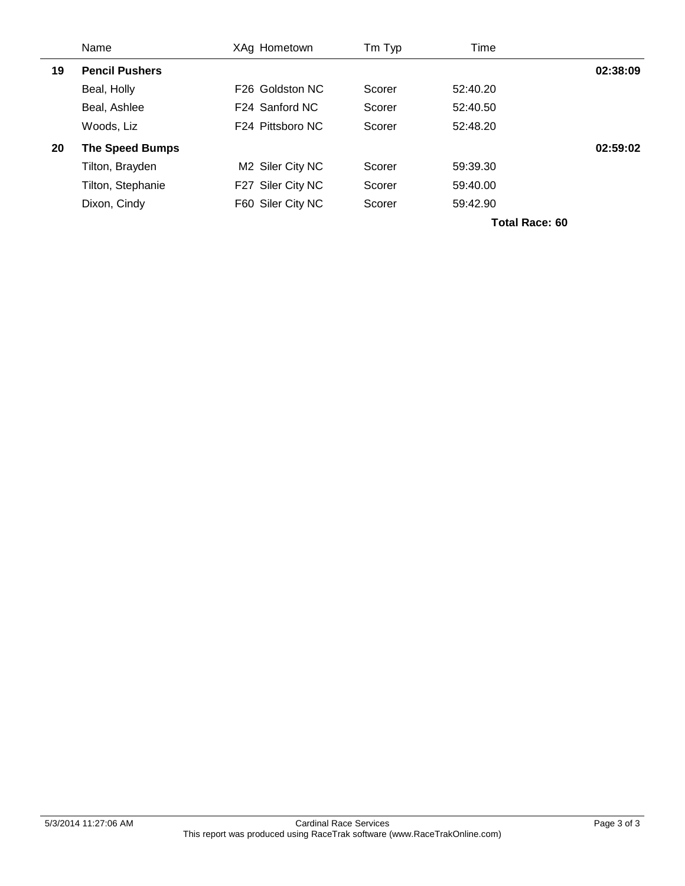| | Name | XAg | Hometown | Tm Typ | Time | |
|---|---|---|---|---|---|---|
| **19** | **Pencil Pushers** | | | | | **02:38:09** |
| | Beal, Holly | F26 | Goldston NC | Scorer | 52:40.20 | |
| | Beal, Ashlee | F24 | Sanford NC | Scorer | 52:40.50 | |
| | Woods, Liz | F24 | Pittsboro NC | Scorer | 52:48.20 | |
| **20** | **The Speed Bumps** | | | | | **02:59:02** |
| | Tilton, Brayden | M2 | Siler City NC | Scorer | 59:39.30 | |
| | Tilton, Stephanie | F27 | Siler City NC | Scorer | 59:40.00 | |
| | Dixon, Cindy | F60 | Siler City NC | Scorer | 59:42.90 | |

**Total Race: 60**

5/3/2014 11:27:06 AM

Cardinal Race Services

This report was produced using RaceTrak software (www.RaceTrakOnline.com)